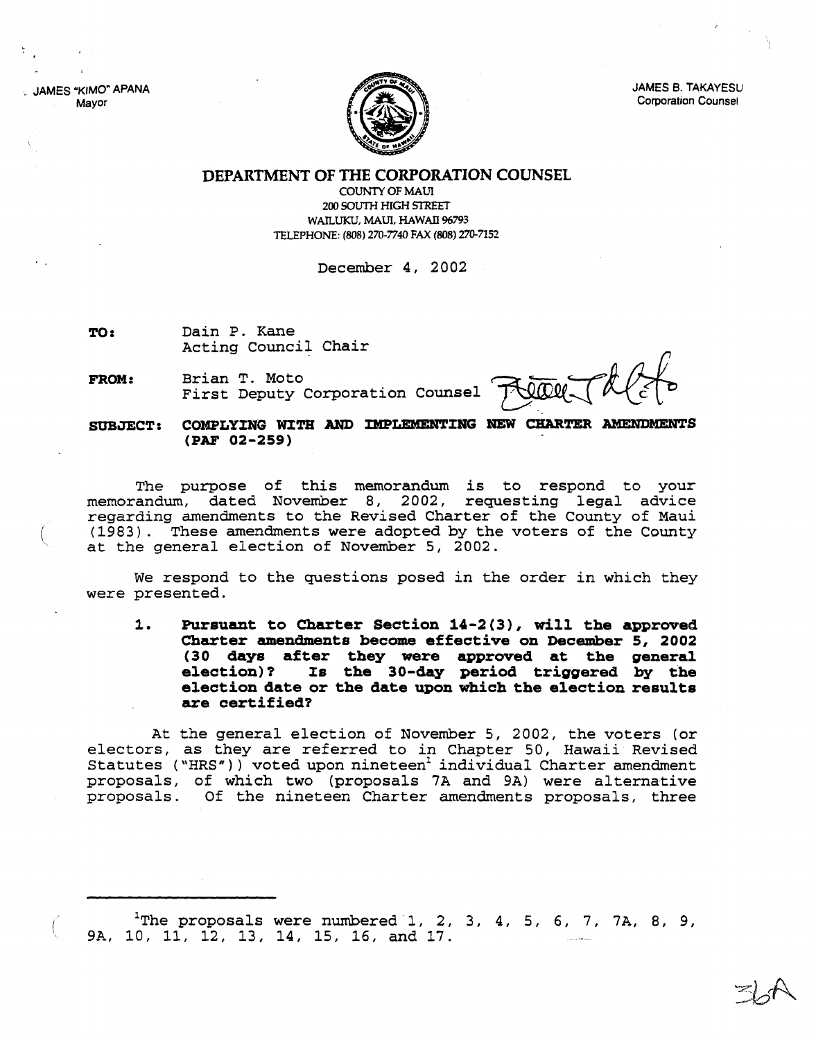JAMES "KIMO" APANA
Mayor

JAMES B. TAKAYESU
Corporation Counsel

# DEPARTMENT OF THE CORPORATION COUNSEL

COUNTY OF MAUI
200 SOUTH HIGH STREET
WAILUKU, MAUI, HAWAII 96793
TELEPHONE: (808) 270-7740 FAX (808) 270-7152

December 4, 2002

**TO:** Dain P. Kane
Acting Council Chair

**FROM:** Brian T. Moto
First Deputy Corporation Counsel

**SUBJECT: COMPLYING WITH AND IMPLEMENTING NEW CHARTER AMENDMENTS (PAF 02-259)**

The purpose of this memorandum is to respond to your memorandum, dated November 8, 2002, requesting legal advice regarding amendments to the Revised Charter of the County of Maui (1983). These amendments were adopted by the voters of the County at the general election of November 5, 2002.

We respond to the questions posed in the order in which they were presented.

1. **Pursuant to Charter Section 14-2(3), will the approved Charter amendments become effective on December 5, 2002 (30 days after they were approved at the general election)? Is the 30-day period triggered by the election date or the date upon which the election results are certified?**

At the general election of November 5, 2002, the voters (or electors, as they are referred to in Chapter 50, Hawaii Revised Statutes ("HRS")) voted upon nineteen[1] individual Charter amendment proposals, of which two (proposals 7A and 9A) were alternative proposals. Of the nineteen Charter amendments proposals, three

[1] The proposals were numbered 1, 2, 3, 4, 5, 6, 7, 7A, 8, 9, 9A, 10, 11, 12, 13, 14, 15, 16, and 17.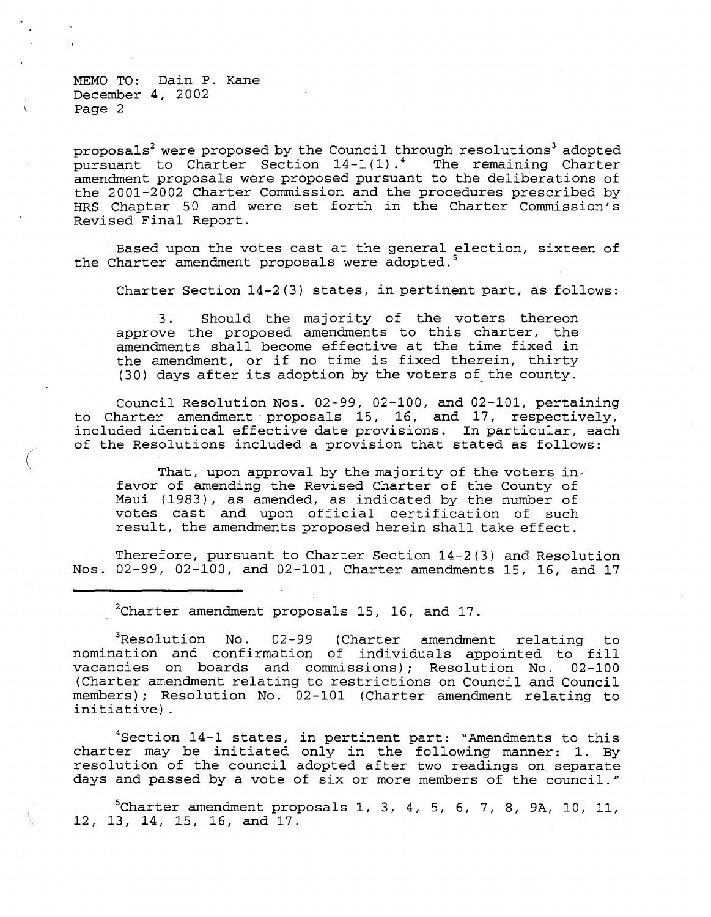MEMO TO: Dain P. Kane
December 4, 2002

proposals[2] were proposed by the Council through resolutions[3] adopted pursuant to Charter Section 14-1(1).[4] The remaining Charter amendment proposals were proposed pursuant to the deliberations of the 2001-2002 Charter Commission and the procedures prescribed by HRS Chapter 50 and were set forth in the Charter Commission's Revised Final Report.

Based upon the votes cast at the general election, sixteen of the Charter amendment proposals were adopted.[5]

Charter Section 14-2(3) states, in pertinent part, as follows:

> 3. Should the majority of the voters thereon approve the proposed amendments to this charter, the amendments shall become effective at the time fixed in the amendment, or if no time is fixed therein, thirty (30) days after its adoption by the voters of the county.

Council Resolution Nos. 02-99, 02-100, and 02-101, pertaining to Charter amendment proposals 15, 16, and 17, respectively, included identical effective date provisions. In particular, each of the Resolutions included a provision that stated as follows:

> That, upon approval by the majority of the voters in favor of amending the Revised Charter of the County of Maui (1983), as amended, as indicated by the number of votes cast and upon official certification of such result, the amendments proposed herein shall take effect.

Therefore, pursuant to Charter Section 14-2(3) and Resolution Nos. 02-99, 02-100, and 02-101, Charter amendments 15, 16, and 17

---

[2]Charter amendment proposals 15, 16, and 17.

[3]Resolution No. 02-99 (Charter amendment relating to nomination and confirmation of individuals appointed to fill vacancies on boards and commissions); Resolution No. 02-100 (Charter amendment relating to restrictions on Council and Council members); Resolution No. 02-101 (Charter amendment relating to initiative).

[4]Section 14-1 states, in pertinent part: "Amendments to this charter may be initiated only in the following manner: 1. By resolution of the council adopted after two readings on separate days and passed by a vote of six or more members of the council."

[5]Charter amendment proposals 1, 3, 4, 5, 6, 7, 8, 9A, 10, 11, 12, 13, 14, 15, 16, and 17.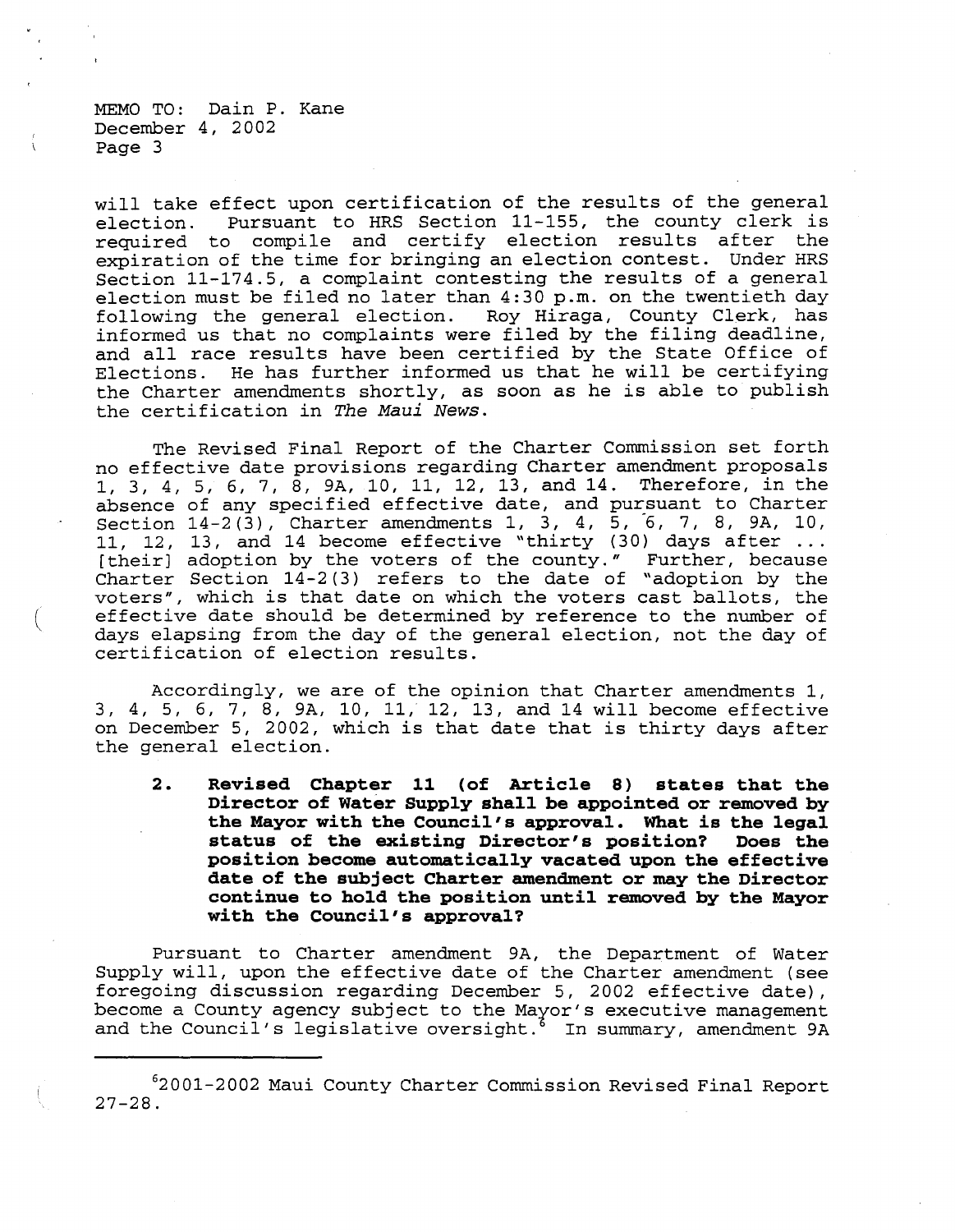will take effect upon certification of the results of the general election. Pursuant to HRS Section 11-155, the county clerk is required to compile and certify election results after the expiration of the time for bringing an election contest. Under HRS Section 11-174.5, a complaint contesting the results of a general election must be filed no later than 4:30 p.m. on the twentieth day following the general election. Roy Hiraga, County Clerk, has informed us that no complaints were filed by the filing deadline, and all race results have been certified by the State Office of Elections. He has further informed us that he will be certifying the Charter amendments shortly, as soon as he is able to publish the certification in *The Maui News*.

The Revised Final Report of the Charter Commission set forth no effective date provisions regarding Charter amendment proposals 1, 3, 4, 5, 6, 7, 8, 9A, 10, 11, 12, 13, and 14. Therefore, in the absence of any specified effective date, and pursuant to Charter Section 14-2(3), Charter amendments 1, 3, 4, 5, 6, 7, 8, 9A, 10, 11, 12, 13, and 14 become effective "thirty (30) days after ... [their] adoption by the voters of the county." Further, because Charter Section 14-2(3) refers to the date of "adoption by the voters", which is that date on which the voters cast ballots, the effective date should be determined by reference to the number of days elapsing from the day of the general election, not the day of certification of election results.

Accordingly, we are of the opinion that Charter amendments 1, 3, 4, 5, 6, 7, 8, 9A, 10, 11, 12, 13, and 14 will become effective on December 5, 2002, which is that date that is thirty days after the general election.

2. **Revised Chapter 11 (of Article 8) states that the Director of Water Supply shall be appointed or removed by the Mayor with the Council's approval. What is the legal status of the existing Director's position? Does the position become automatically vacated upon the effective date of the subject Charter amendment or may the Director continue to hold the position until removed by the Mayor with the Council's approval?**

Pursuant to Charter amendment 9A, the Department of Water Supply will, upon the effective date of the Charter amendment (see foregoing discussion regarding December 5, 2002 effective date), become a County agency subject to the Mayor's executive management and the Council's legislative oversight.[6] In summary, amendment 9A

---

[6] 2001-2002 Maui County Charter Commission Revised Final Report 27-28.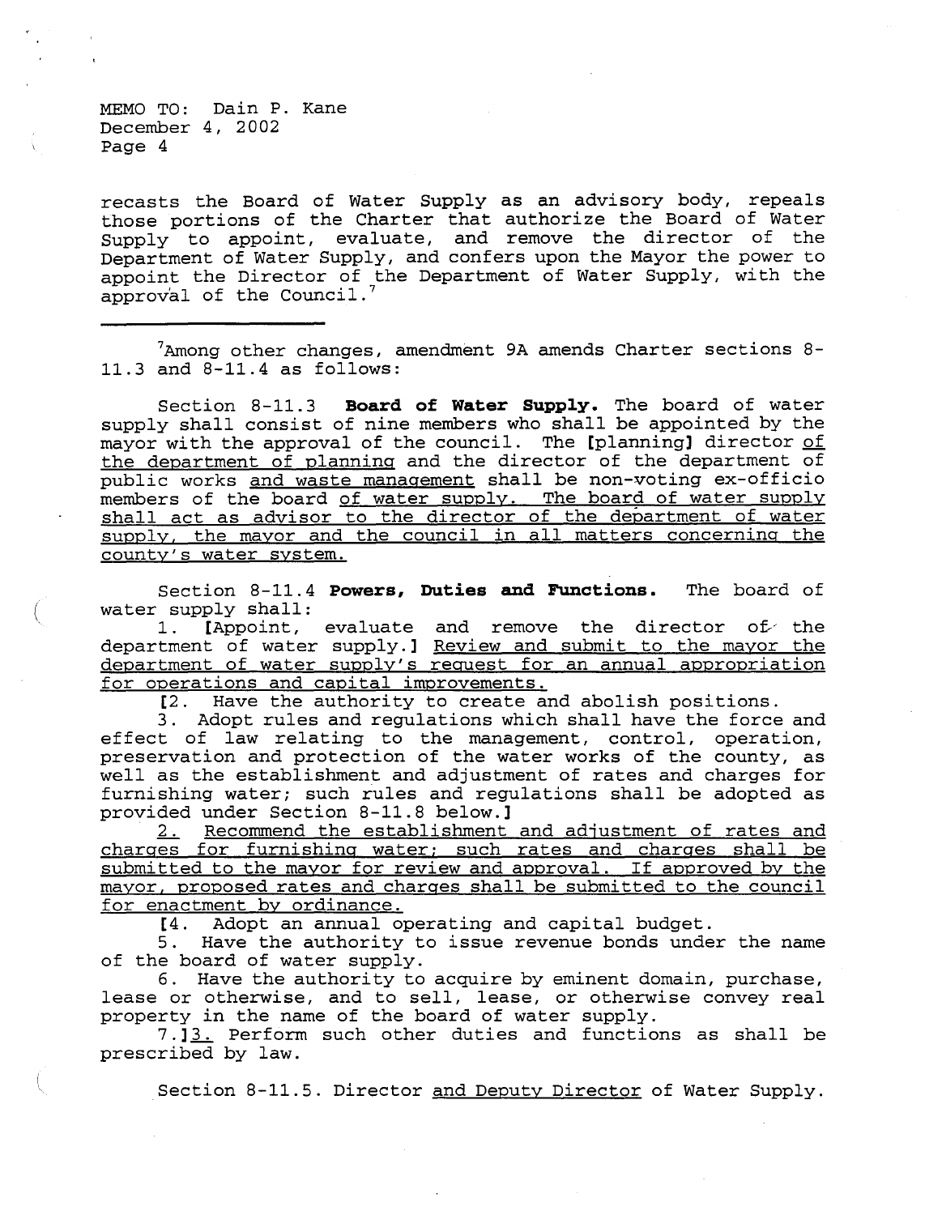recasts the Board of Water Supply as an advisory body, repeals those portions of the Charter that authorize the Board of Water Supply to appoint, evaluate, and remove the director of the Department of Water Supply, and confers upon the Mayor the power to appoint the Director of the Department of Water Supply, with the approval of the Council.[7]

---

[7]Among other changes, amendment 9A amends Charter sections 8-11.3 and 8-11.4 as follows:

Section 8-11.3 **Board of Water Supply.** The board of water supply shall consist of nine members who shall be appointed by the mayor with the approval of the council. The [planning] director <u>of the department of planning</u> and the director of the department of public works <u>and waste management</u> shall be non-voting ex-officio members of the board <u>of water supply. The board of water supply shall act as advisor to the director of the department of water supply, the mayor and the council in all matters concerning the county's water system.</u>

Section 8-11.4 **Powers, Duties and Functions.** The board of water supply shall:

1. [Appoint, evaluate and remove the director of the department of water supply.] <u>Review and submit to the mayor the department of water supply's request for an annual appropriation for operations and capital improvements.</u>

[2. Have the authority to create and abolish positions.

3. Adopt rules and regulations which shall have the force and effect of law relating to the management, control, operation, preservation and protection of the water works of the county, as well as the establishment and adjustment of rates and charges for furnishing water; such rules and regulations shall be adopted as provided under Section 8-11.8 below.]

<u>2. Recommend the establishment and adjustment of rates and charges for furnishing water; such rates and charges shall be submitted to the mayor for review and approval. If approved by the mayor, proposed rates and charges shall be submitted to the council for enactment by ordinance.</u>

[4. Adopt an annual operating and capital budget.

5. Have the authority to issue revenue bonds under the name of the board of water supply.

6. Have the authority to acquire by eminent domain, purchase, lease or otherwise, and to sell, lease, or otherwise convey real property in the name of the board of water supply.

7.]<u>3.</u> Perform such other duties and functions as shall be prescribed by law.

Section 8-11.5. Director <u>and Deputy Director</u> of Water Supply.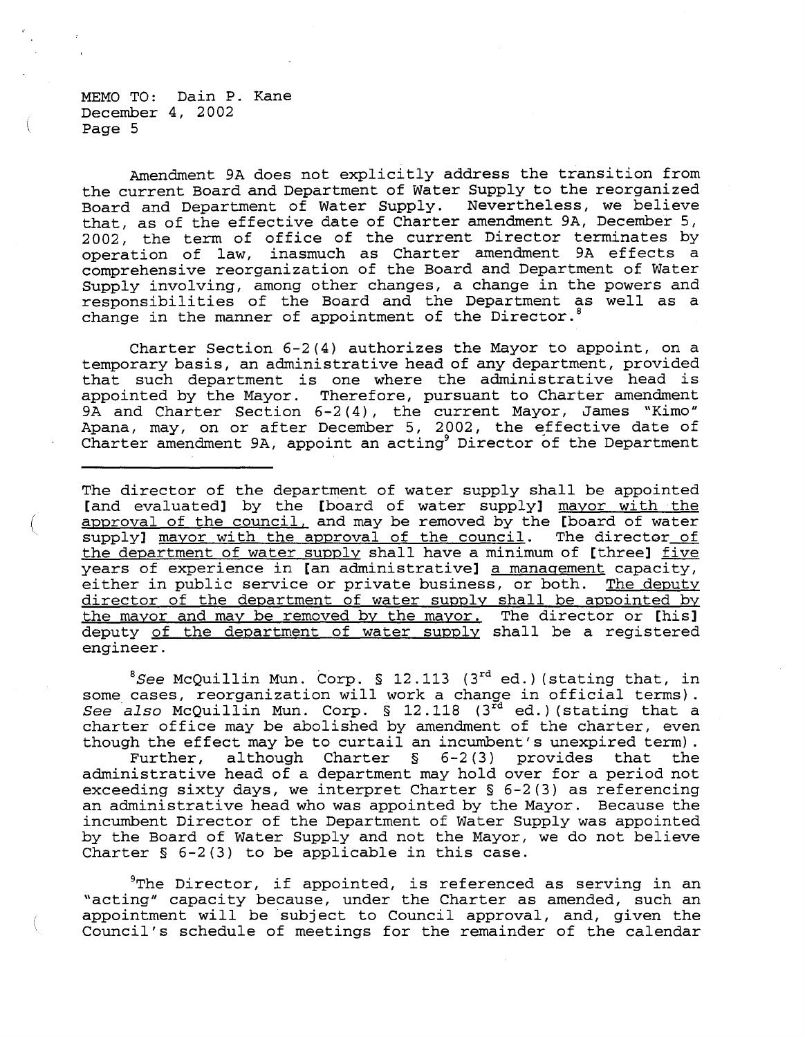Amendment 9A does not explicitly address the transition from the current Board and Department of Water Supply to the reorganized Board and Department of Water Supply. Nevertheless, we believe that, as of the effective date of Charter amendment 9A, December 5, 2002, the term of office of the current Director terminates by operation of law, inasmuch as Charter amendment 9A effects a comprehensive reorganization of the Board and Department of Water Supply involving, among other changes, a change in the powers and responsibilities of the Board and the Department as well as a change in the manner of appointment of the Director.[8]

Charter Section 6-2(4) authorizes the Mayor to appoint, on a temporary basis, an administrative head of any department, provided that such department is one where the administrative head is appointed by the Mayor. Therefore, pursuant to Charter amendment 9A and Charter Section 6-2(4), the current Mayor, James "Kimo" Apana, may, on or after December 5, 2002, the effective date of Charter amendment 9A, appoint an acting[9] Director of the Department

---

The director of the department of water supply shall be appointed [and evaluated] by the [board of water supply] <u>mayor with the approval of the council,</u> and may be removed by the [board of water supply] <u>mayor with the approval of the council</u>. The director <u>of the department of water supply</u> shall have a minimum of [three] <u>five</u> years of experience in [an administrative] <u>a management</u> capacity, either in public service or private business, or both. <u>The deputy director of the department of water supply shall be appointed by the mayor and may be removed by the mayor.</u> The director or [his] deputy <u>of the department of water supply</u> shall be a registered engineer.

[8] *See* McQuillin Mun. Corp. § 12.113 (3rd ed.)(stating that, in some cases, reorganization will work a change in official terms). *See also* McQuillin Mun. Corp. § 12.118 (3rd ed.)(stating that a charter office may be abolished by amendment of the charter, even though the effect may be to curtail an incumbent's unexpired term).

Further, although Charter § 6-2(3) provides that the administrative head of a department may hold over for a period not exceeding sixty days, we interpret Charter § 6-2(3) as referencing an administrative head who was appointed by the Mayor. Because the incumbent Director of the Department of Water Supply was appointed by the Board of Water Supply and not the Mayor, we do not believe Charter § 6-2(3) to be applicable in this case.

[9] The Director, if appointed, is referenced as serving in an "acting" capacity because, under the Charter as amended, such an appointment will be subject to Council approval, and, given the Council's schedule of meetings for the remainder of the calendar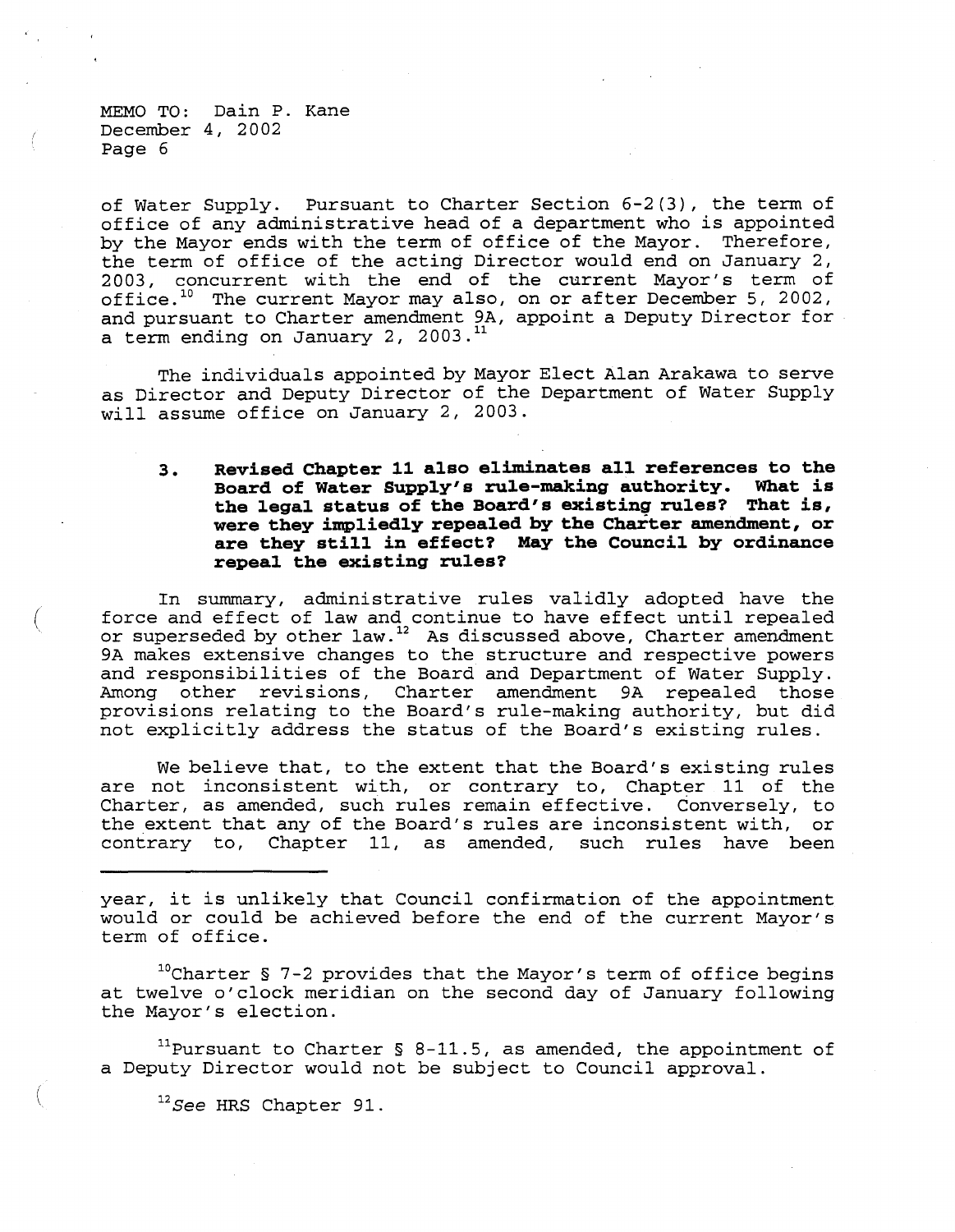of Water Supply. Pursuant to Charter Section 6-2(3), the term of office of any administrative head of a department who is appointed by the Mayor ends with the term of office of the Mayor. Therefore, the term of office of the acting Director would end on January 2, 2003, concurrent with the end of the current Mayor's term of office.[10] The current Mayor may also, on or after December 5, 2002, and pursuant to Charter amendment 9A, appoint a Deputy Director for a term ending on January 2, 2003.[11]

The individuals appointed by Mayor Elect Alan Arakawa to serve as Director and Deputy Director of the Department of Water Supply will assume office on January 2, 2003.

3. **Revised Chapter 11 also eliminates all references to the Board of Water Supply's rule-making authority. What is the legal status of the Board's existing rules? That is, were they impliedly repealed by the Charter amendment, or are they still in effect? May the Council by ordinance repeal the existing rules?**

In summary, administrative rules validly adopted have the force and effect of law and continue to have effect until repealed or superseded by other law.[12] As discussed above, Charter amendment 9A makes extensive changes to the structure and respective powers and responsibilities of the Board and Department of Water Supply. Among other revisions, Charter amendment 9A repealed those provisions relating to the Board's rule-making authority, but did not explicitly address the status of the Board's existing rules.

We believe that, to the extent that the Board's existing rules are not inconsistent with, or contrary to, Chapter 11 of the Charter, as amended, such rules remain effective. Conversely, to the extent that any of the Board's rules are inconsistent with, or contrary to, Chapter 11, as amended, such rules have been

---

year, it is unlikely that Council confirmation of the appointment would or could be achieved before the end of the current Mayor's term of office.

[10] Charter § 7-2 provides that the Mayor's term of office begins at twelve o'clock meridian on the second day of January following the Mayor's election.

[11] Pursuant to Charter § 8-11.5, as amended, the appointment of a Deputy Director would not be subject to Council approval.

[12] *See* HRS Chapter 91.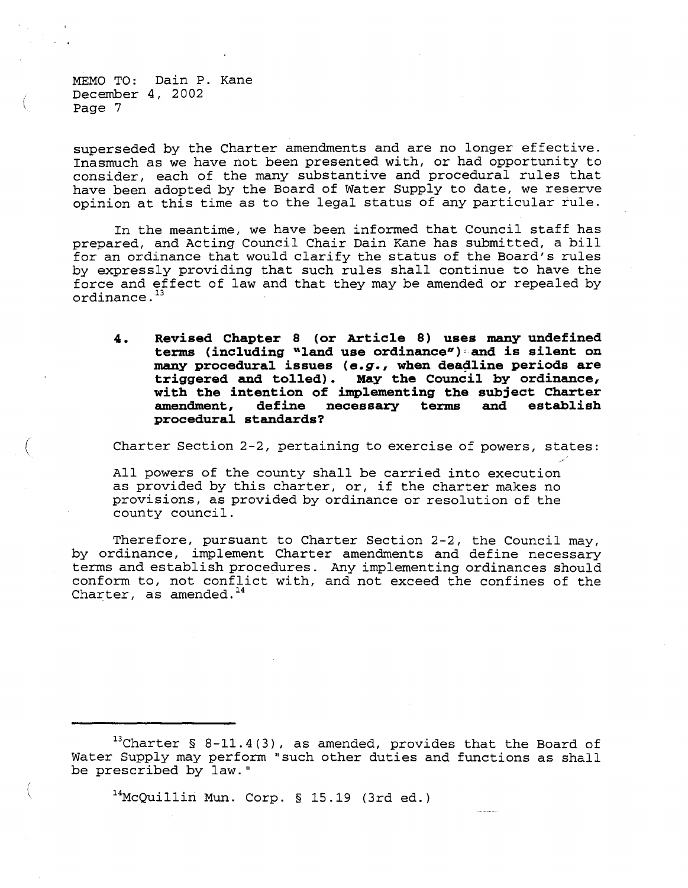superseded by the Charter amendments and are no longer effective. Inasmuch as we have not been presented with, or had opportunity to consider, each of the many substantive and procedural rules that have been adopted by the Board of Water Supply to date, we reserve opinion at this time as to the legal status of any particular rule.

In the meantime, we have been informed that Council staff has prepared, and Acting Council Chair Dain Kane has submitted, a bill for an ordinance that would clarify the status of the Board's rules by expressly providing that such rules shall continue to have the force and effect of law and that they may be amended or repealed by ordinance.[13]

**4. Revised Chapter 8 (or Article 8) uses many undefined terms (including "land use ordinance") and is silent on many procedural issues (*e.g.*, when deadline periods are triggered and tolled). May the Council by ordinance, with the intention of implementing the subject Charter amendment, define necessary terms and establish procedural standards?**

Charter Section 2-2, pertaining to exercise of powers, states:

> All powers of the county shall be carried into execution as provided by this charter, or, if the charter makes no provisions, as provided by ordinance or resolution of the county council.

Therefore, pursuant to Charter Section 2-2, the Council may, by ordinance, implement Charter amendments and define necessary terms and establish procedures. Any implementing ordinances should conform to, not conflict with, and not exceed the confines of the Charter, as amended.[14]

---

[13]Charter § 8-11.4(3), as amended, provides that the Board of Water Supply may perform "such other duties and functions as shall be prescribed by law."

[14]McQuillin Mun. Corp. § 15.19 (3rd ed.)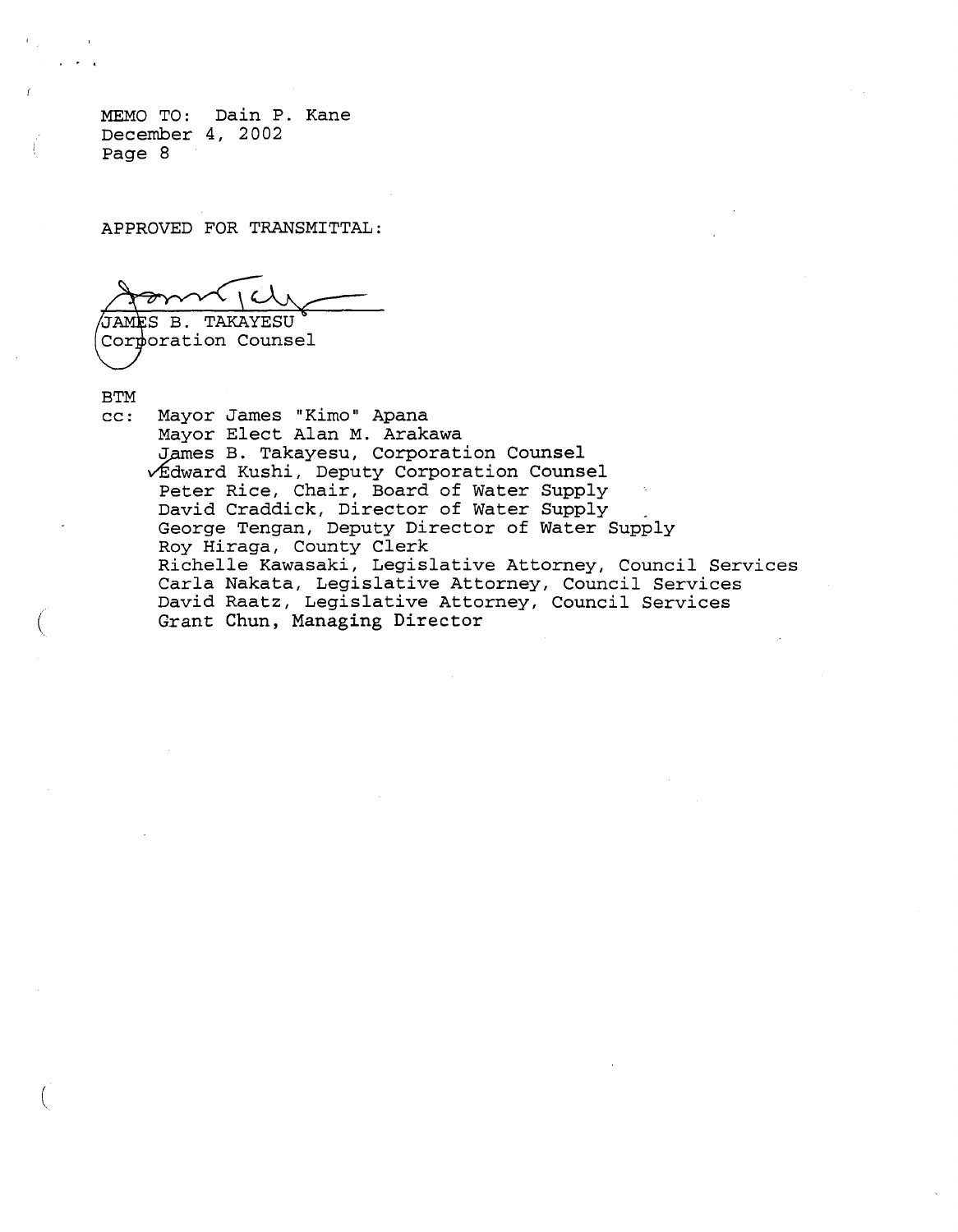MEMO TO: Dain P. Kane
December 4, 2002
Page 8

APPROVED FOR TRANSMITTAL:

JAMES B. TAKAYESU
Corporation Counsel

BTM

cc: Mayor James "Kimo" Apana
Mayor Elect Alan M. Arakawa
James B. Takayesu, Corporation Counsel
✓Edward Kushi, Deputy Corporation Counsel
Peter Rice, Chair, Board of Water Supply
David Craddick, Director of Water Supply
George Tengan, Deputy Director of Water Supply
Roy Hiraga, County Clerk
Richelle Kawasaki, Legislative Attorney, Council Services
Carla Nakata, Legislative Attorney, Council Services
David Raatz, Legislative Attorney, Council Services
Grant Chun, Managing Director